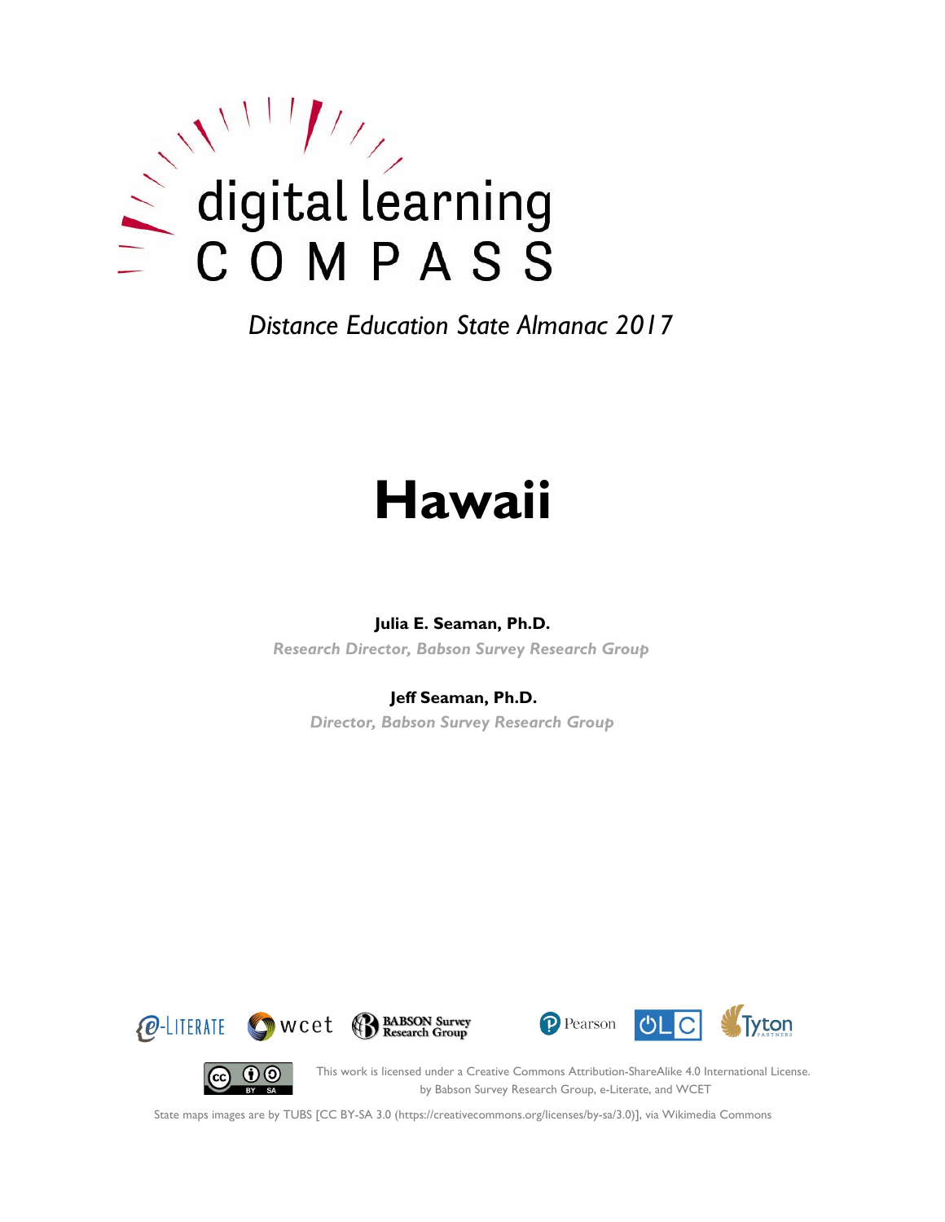digital learning
COMPASS

*Distance Education State Almanac 2017*

# Hawaii

**Julia E. Seaman, Ph.D.**

*Research Director, Babson Survey Research Group*

**Jeff Seaman, Ph.D.**

*Director, Babson Survey Research Group*

e-LITERATE wcet BABSON Survey Research Group Pearson OLC Tyton PARTNERS

This work is licensed under a Creative Commons Attribution-ShareAlike 4.0 International License. by Babson Survey Research Group, e-Literate, and WCET

State maps images are by TUBS [CC BY-SA 3.0 (https://creativecommons.org/licenses/by-sa/3.0)], via Wikimedia Commons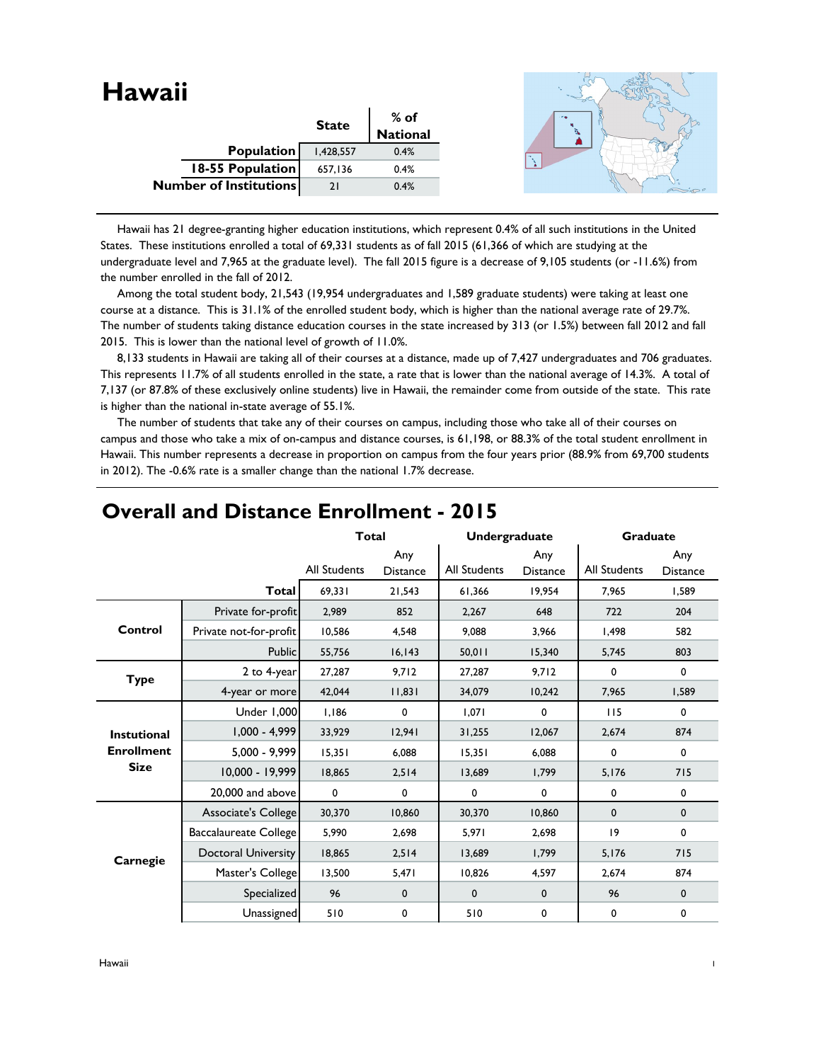# Hawaii

| | State | % of National |
|---|---|---|
| **Population** | 1,428,557 | 0.4% |
| **18-55 Population** | 657,136 | 0.4% |
| **Number of Institutions** | 21 | 0.4% |

Hawaii has 21 degree-granting higher education institutions, which represent 0.4% of all such institutions in the United States. These institutions enrolled a total of 69,331 students as of fall 2015 (61,366 of which are studying at the undergraduate level and 7,965 at the graduate level). The fall 2015 figure is a decrease of 9,105 students (or -11.6%) from the number enrolled in the fall of 2012.

Among the total student body, 21,543 (19,954 undergraduates and 1,589 graduate students) were taking at least one course at a distance. This is 31.1% of the enrolled student body, which is higher than the national average rate of 29.7%. The number of students taking distance education courses in the state increased by 313 (or 1.5%) between fall 2012 and fall 2015. This is lower than the national level of growth of 11.0%.

8,133 students in Hawaii are taking all of their courses at a distance, made up of 7,427 undergraduates and 706 graduates. This represents 11.7% of all students enrolled in the state, a rate that is lower than the national average of 14.3%. A total of 7,137 (or 87.8% of these exclusively online students) live in Hawaii, the remainder come from outside of the state. This rate is higher than the national in-state average of 55.1%.

The number of students that take any of their courses on campus, including those who take all of their courses on campus and those who take a mix of on-campus and distance courses, is 61,198, or 88.3% of the total student enrollment in Hawaii. This number represents a decrease in proportion on campus from the four years prior (88.9% from 69,700 students in 2012). The -0.6% rate is a smaller change than the national 1.7% decrease.

## Overall and Distance Enrollment - 2015

| | | Total | | Undergraduate | | Graduate | |
|---|---|---|---|---|---|---|---|
| | | All Students | Any Distance | All Students | Any Distance | All Students | Any Distance |
| | **Total** | 69,331 | 21,543 | 61,366 | 19,954 | 7,965 | 1,589 |
| **Control** | Private for-profit | 2,989 | 852 | 2,267 | 648 | 722 | 204 |
| | Private not-for-profit | 10,586 | 4,548 | 9,088 | 3,966 | 1,498 | 582 |
| | Public | 55,756 | 16,143 | 50,011 | 15,340 | 5,745 | 803 |
| **Type** | 2 to 4-year | 27,287 | 9,712 | 27,287 | 9,712 | 0 | 0 |
| | 4-year or more | 42,044 | 11,831 | 34,079 | 10,242 | 7,965 | 1,589 |
| **Instutional Enrollment Size** | Under 1,000 | 1,186 | 0 | 1,071 | 0 | 115 | 0 |
| | 1,000 - 4,999 | 33,929 | 12,941 | 31,255 | 12,067 | 2,674 | 874 |
| | 5,000 - 9,999 | 15,351 | 6,088 | 15,351 | 6,088 | 0 | 0 |
| | 10,000 - 19,999 | 18,865 | 2,514 | 13,689 | 1,799 | 5,176 | 715 |
| | 20,000 and above | 0 | 0 | 0 | 0 | 0 | 0 |
| **Carnegie** | Associate's College | 30,370 | 10,860 | 30,370 | 10,860 | 0 | 0 |
| | Baccalaureate College | 5,990 | 2,698 | 5,971 | 2,698 | 19 | 0 |
| | Doctoral University | 18,865 | 2,514 | 13,689 | 1,799 | 5,176 | 715 |
| | Master's College | 13,500 | 5,471 | 10,826 | 4,597 | 2,674 | 874 |
| | Specialized | 96 | 0 | 0 | 0 | 96 | 0 |
| | Unassigned | 510 | 0 | 510 | 0 | 0 | 0 |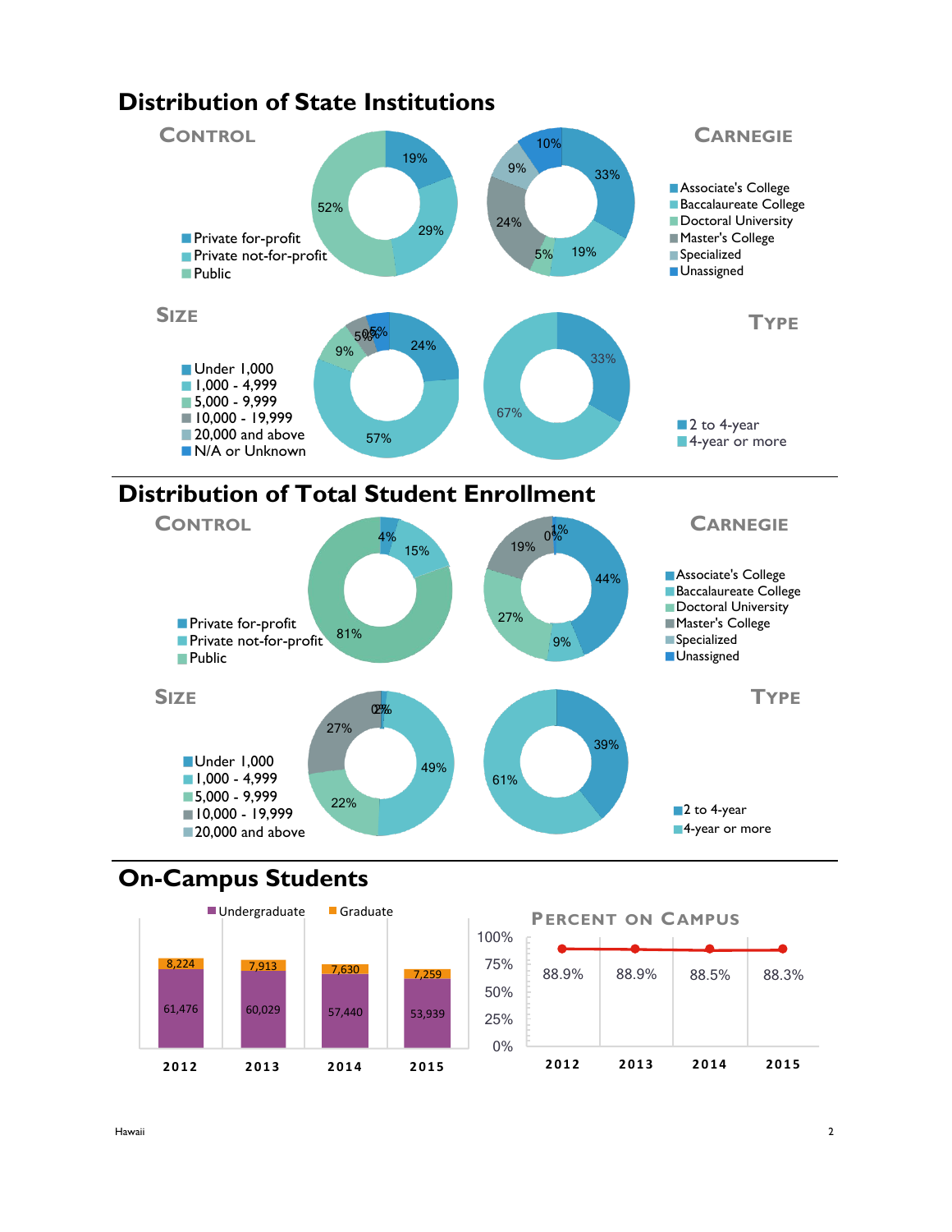## Distribution of State Institutions

### Control

- Private for-profit: 19%
- Private not-for-profit: 29%
- Public: 52%

### Carnegie

- Associate's College: 33%
- Baccalaureate College: 19%
- Doctoral University: 5%
- Master's College: 24%
- Specialized: 9%
- Unassigned: 10%

### Size

- Under 1,000: 24%
- 1,000 - 4,999: 57%
- 5,000 - 9,999: 9%
- 10,000 - 19,999: 5%
- 20,000 and above: 0%
- N/A or Unknown: 5%

### Type

- 2 to 4-year: 33%
- 4-year or more: 67%

## Distribution of Total Student Enrollment

### Control

- Private for-profit: 4%
- Private not-for-profit: 15%
- Public: 81%

### Carnegie

- Associate's College: 44%
- Baccalaureate College: 9%
- Doctoral University: 27%
- Master's College: 19%
- Specialized: 0%
- Unassigned: 1%

### Size

- Under 1,000: 2%
- 1,000 - 4,999: 49%
- 5,000 - 9,999: 22%
- 10,000 - 19,999: 27%
- 20,000 and above: 0%

### Type

- 2 to 4-year: 39%
- 4-year or more: 61%

## On-Campus Students

| Year | Undergraduate | Graduate |
|---|---|---|
| 2012 | 61,476 | 8,224 |
| 2013 | 60,029 | 7,913 |
| 2014 | 57,440 | 7,630 |
| 2015 | 53,939 | 7,259 |

### Percent on Campus

| 2012 | 2013 | 2014 | 2015 |
|---|---|---|---|
| 88.9% | 88.9% | 88.5% | 88.3% |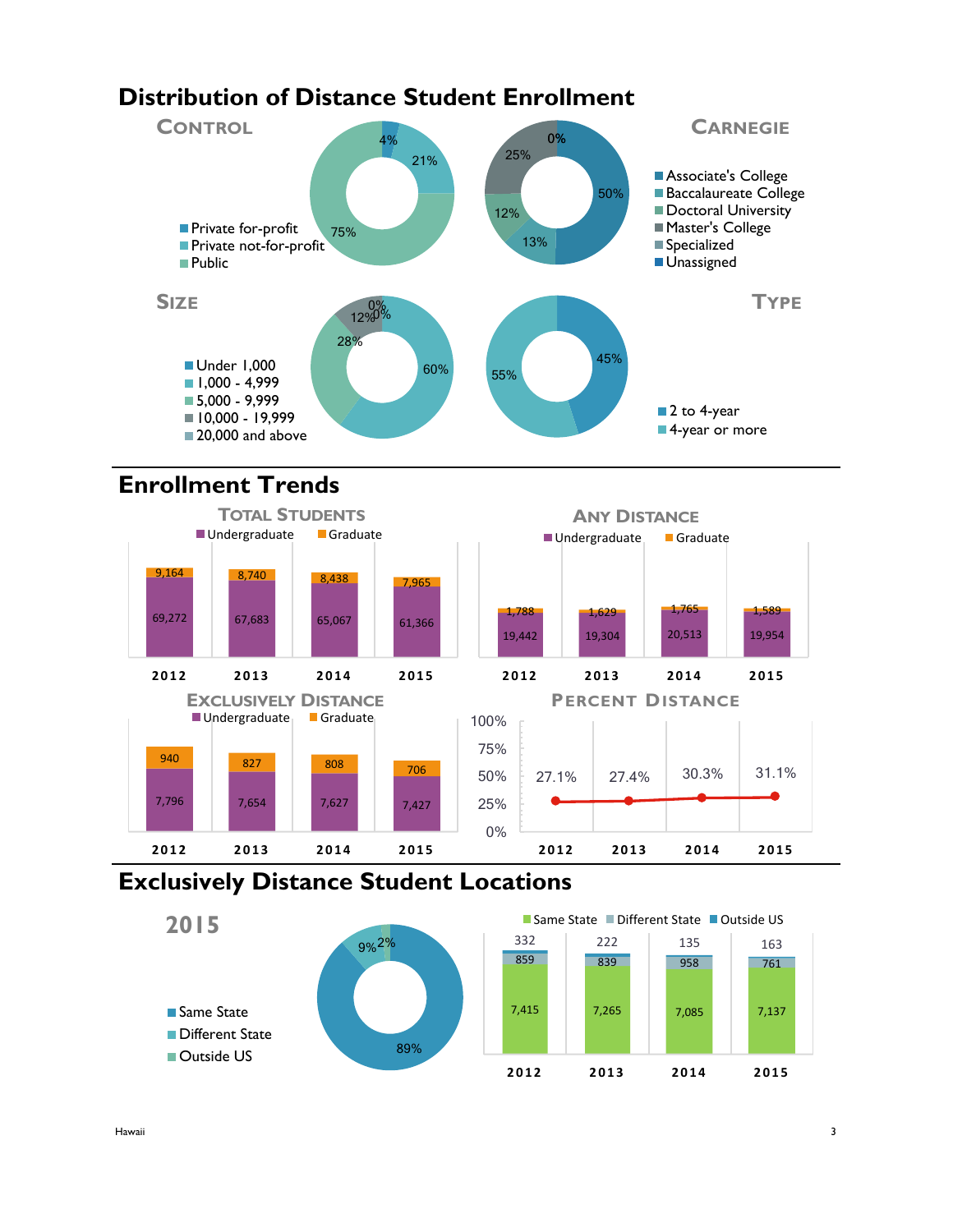# Distribution of Distance Student Enrollment

## Control

- Private for-profit: 4%
- Private not-for-profit: 21%
- Public: 75%

## Carnegie

- Associate's College
- Baccalaureate College
- Doctoral University
- Master's College
- Specialized
- Unassigned

Values shown: 50%, 13%, 12%, 25%, 0%

## Size

- Under 1,000
- 1,000 - 4,999
- 5,000 - 9,999
- 10,000 - 19,999
- 20,000 and above

Values shown: 60%, 28%, 12%, 0%, 0%

## Type

- 2 to 4-year: 45%
- 4-year or more: 55%

# Enrollment Trends

## Total Students

| | 2012 | 2013 | 2014 | 2015 |
|---|---|---|---|---|
| Undergraduate | 69,272 | 67,683 | 65,067 | 61,366 |
| Graduate | 9,164 | 8,740 | 8,438 | 7,965 |

## Any Distance

| | 2012 | 2013 | 2014 | 2015 |
|---|---|---|---|---|
| Undergraduate | 19,442 | 19,304 | 20,513 | 19,954 |
| Graduate | 1,788 | 1,629 | 1,765 | 1,589 |

## Exclusively Distance

| | 2012 | 2013 | 2014 | 2015 |
|---|---|---|---|---|
| Undergraduate | 7,796 | 7,654 | 7,627 | 7,427 |
| Graduate | 940 | 827 | 808 | 706 |

## Percent Distance

| 2012 | 2013 | 2014 | 2015 |
|---|---|---|---|
| 27.1% | 27.4% | 30.3% | 31.1% |

# Exclusively Distance Student Locations

## 2015

- Same State: 89%
- Different State: 9%
- Outside US: 2%

| | 2012 | 2013 | 2014 | 2015 |
|---|---|---|---|---|
| Same State | 7,415 | 7,265 | 7,085 | 7,137 |
| Different State | 859 | 839 | 958 | 761 |
| Outside US | 332 | 222 | 135 | 163 |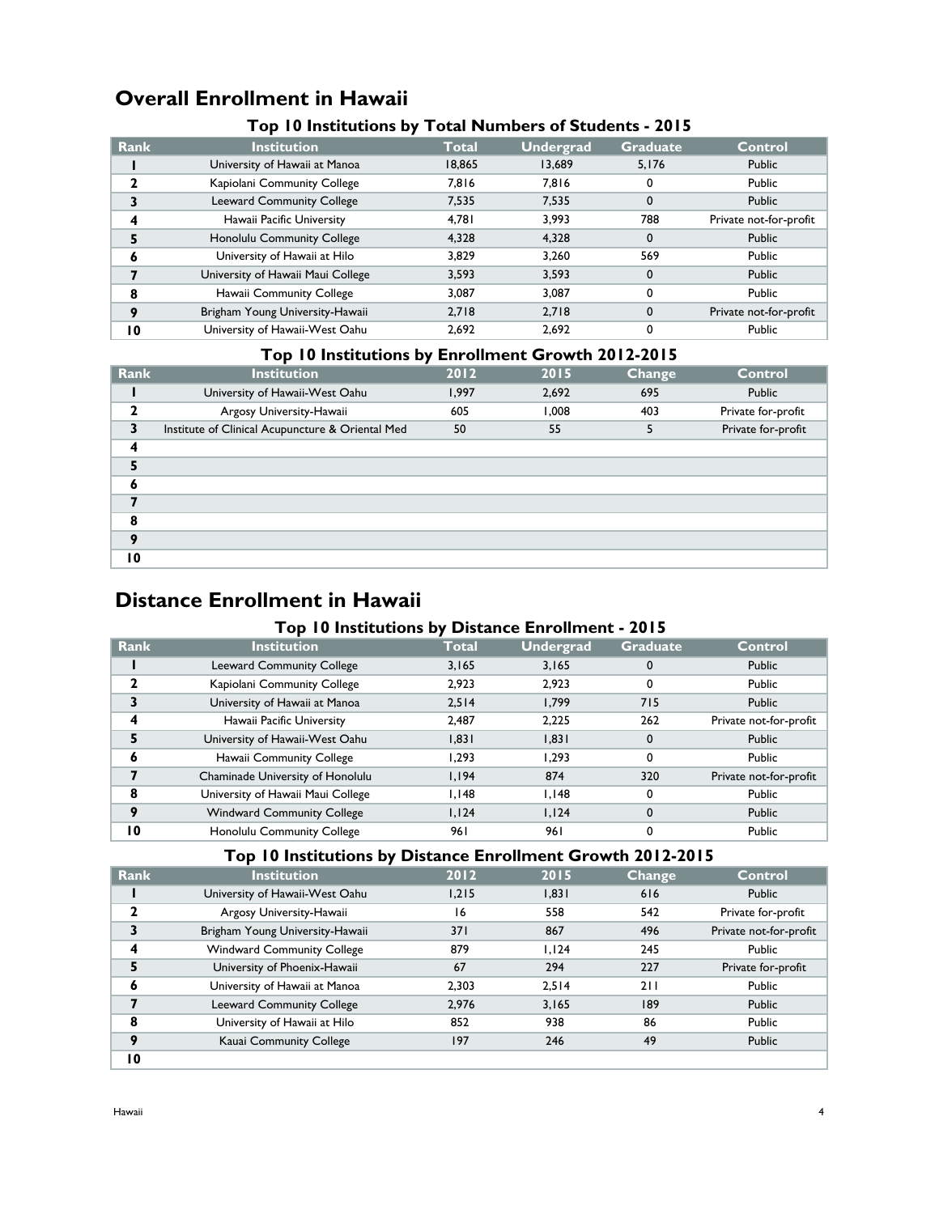## Overall Enrollment in Hawaii

### Top 10 Institutions by Total Numbers of Students - 2015

| Rank | Institution | Total | Undergrad | Graduate | Control |
|---|---|---|---|---|---|
| 1 | University of Hawaii at Manoa | 18,865 | 13,689 | 5,176 | Public |
| 2 | Kapiolani Community College | 7,816 | 7,816 | 0 | Public |
| 3 | Leeward Community College | 7,535 | 7,535 | 0 | Public |
| 4 | Hawaii Pacific University | 4,781 | 3,993 | 788 | Private not-for-profit |
| 5 | Honolulu Community College | 4,328 | 4,328 | 0 | Public |
| 6 | University of Hawaii at Hilo | 3,829 | 3,260 | 569 | Public |
| 7 | University of Hawaii Maui College | 3,593 | 3,593 | 0 | Public |
| 8 | Hawaii Community College | 3,087 | 3,087 | 0 | Public |
| 9 | Brigham Young University-Hawaii | 2,718 | 2,718 | 0 | Private not-for-profit |
| 10 | University of Hawaii-West Oahu | 2,692 | 2,692 | 0 | Public |

### Top 10 Institutions by Enrollment Growth 2012-2015

| Rank | Institution | 2012 | 2015 | Change | Control |
|---|---|---|---|---|---|
| 1 | University of Hawaii-West Oahu | 1,997 | 2,692 | 695 | Public |
| 2 | Argosy University-Hawaii | 605 | 1,008 | 403 | Private for-profit |
| 3 | Institute of Clinical Acupuncture & Oriental Med | 50 | 55 | 5 | Private for-profit |
| 4 | | | | | |
| 5 | | | | | |
| 6 | | | | | |
| 7 | | | | | |
| 8 | | | | | |
| 9 | | | | | |
| 10 | | | | | |

## Distance Enrollment in Hawaii

### Top 10 Institutions by Distance Enrollment - 2015

| Rank | Institution | Total | Undergrad | Graduate | Control |
|---|---|---|---|---|---|
| 1 | Leeward Community College | 3,165 | 3,165 | 0 | Public |
| 2 | Kapiolani Community College | 2,923 | 2,923 | 0 | Public |
| 3 | University of Hawaii at Manoa | 2,514 | 1,799 | 715 | Public |
| 4 | Hawaii Pacific University | 2,487 | 2,225 | 262 | Private not-for-profit |
| 5 | University of Hawaii-West Oahu | 1,831 | 1,831 | 0 | Public |
| 6 | Hawaii Community College | 1,293 | 1,293 | 0 | Public |
| 7 | Chaminade University of Honolulu | 1,194 | 874 | 320 | Private not-for-profit |
| 8 | University of Hawaii Maui College | 1,148 | 1,148 | 0 | Public |
| 9 | Windward Community College | 1,124 | 1,124 | 0 | Public |
| 10 | Honolulu Community College | 961 | 961 | 0 | Public |

### Top 10 Institutions by Distance Enrollment Growth 2012-2015

| Rank | Institution | 2012 | 2015 | Change | Control |
|---|---|---|---|---|---|
| 1 | University of Hawaii-West Oahu | 1,215 | 1,831 | 616 | Public |
| 2 | Argosy University-Hawaii | 16 | 558 | 542 | Private for-profit |
| 3 | Brigham Young University-Hawaii | 371 | 867 | 496 | Private not-for-profit |
| 4 | Windward Community College | 879 | 1,124 | 245 | Public |
| 5 | University of Phoenix-Hawaii | 67 | 294 | 227 | Private for-profit |
| 6 | University of Hawaii at Manoa | 2,303 | 2,514 | 211 | Public |
| 7 | Leeward Community College | 2,976 | 3,165 | 189 | Public |
| 8 | University of Hawaii at Hilo | 852 | 938 | 86 | Public |
| 9 | Kauai Community College | 197 | 246 | 49 | Public |
| 10 | | | | | |